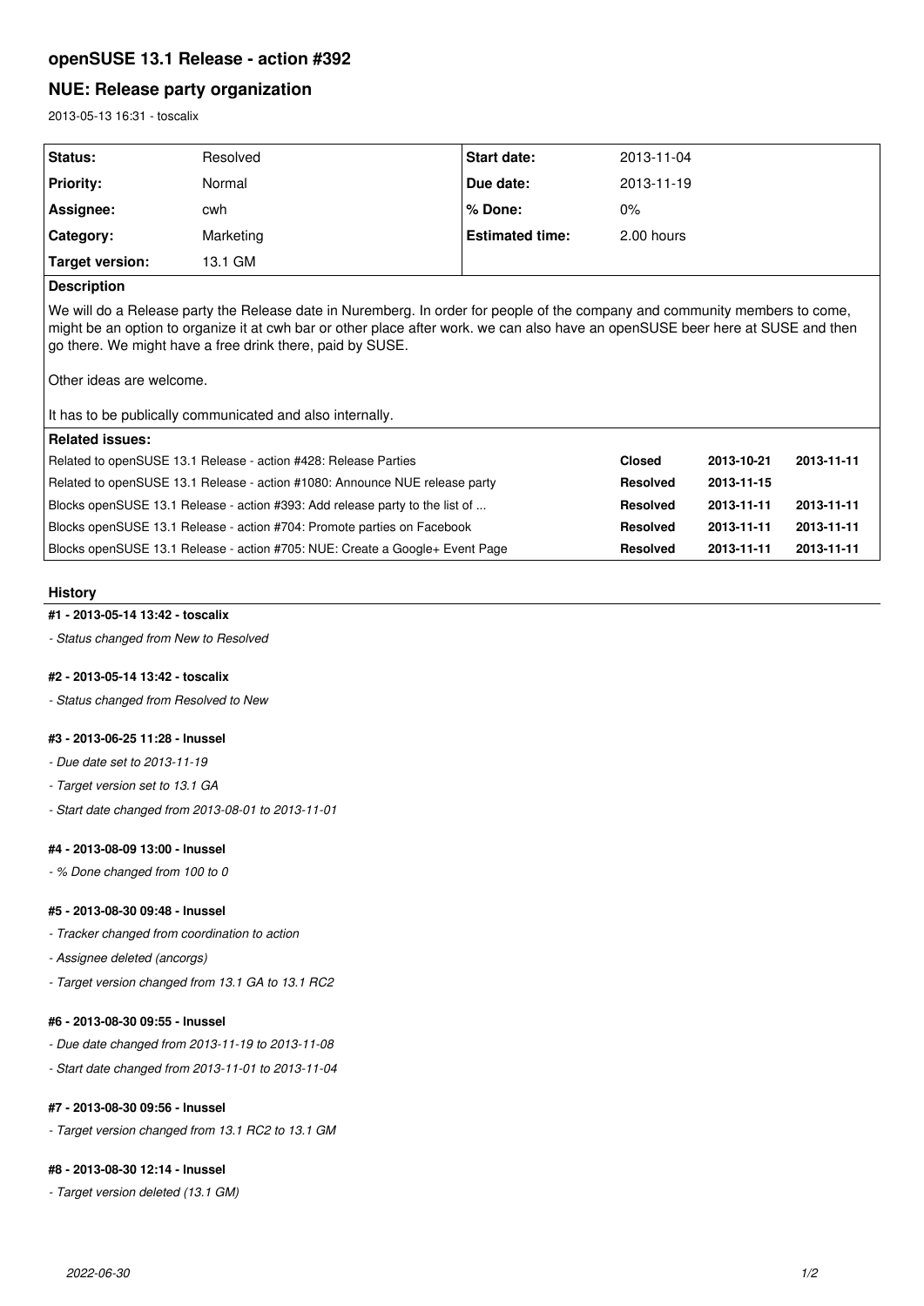# openSUSE 13.1 Release - action #392

## NUE: Release party organization

2013-05-13 16:31 - toscalix

| | | | |
|---|---|---|---|
| **Status:** | Resolved | **Start date:** | 2013-11-04 |
| **Priority:** | Normal | **Due date:** | 2013-11-19 |
| **Assignee:** | cwh | **% Done:** | 0% |
| **Category:** | Marketing | **Estimated time:** | 2.00 hours |
| **Target version:** | 13.1 GM | | |

**Description**

We will do a Release party the Release date in Nuremberg. In order for people of the company and community members to come, might be an option to organize it at cwh bar or other place after work. we can also have an openSUSE beer here at SUSE and then go there. We might have a free drink there, paid by SUSE.

Other ideas are welcome.

It has to be publically communicated and also internally.

**Related issues:**

| | | | |
|---|---|---|---|
| Related to openSUSE 13.1 Release - action #428: Release Parties | **Closed** | **2013-10-21** | **2013-11-11** |
| Related to openSUSE 13.1 Release - action #1080: Announce NUE release party | **Resolved** | **2013-11-15** | |
| Blocks openSUSE 13.1 Release - action #393: Add release party to the list of ... | **Resolved** | **2013-11-11** | **2013-11-11** |
| Blocks openSUSE 13.1 Release - action #704: Promote parties on Facebook | **Resolved** | **2013-11-11** | **2013-11-11** |
| Blocks openSUSE 13.1 Release - action #705: NUE: Create a Google+ Event Page | **Resolved** | **2013-11-11** | **2013-11-11** |

### History

#### #1 - 2013-05-14 13:42 - toscalix

- *Status changed from New to Resolved*

#### #2 - 2013-05-14 13:42 - toscalix

- *Status changed from Resolved to New*

#### #3 - 2013-06-25 11:28 - lnussel

- *Due date set to 2013-11-19*
- *Target version set to 13.1 GA*
- *Start date changed from 2013-08-01 to 2013-11-01*

#### #4 - 2013-08-09 13:00 - lnussel

- *% Done changed from 100 to 0*

#### #5 - 2013-08-30 09:48 - lnussel

- *Tracker changed from coordination to action*
- *Assignee deleted (ancorgs)*
- *Target version changed from 13.1 GA to 13.1 RC2*

#### #6 - 2013-08-30 09:55 - lnussel

- *Due date changed from 2013-11-19 to 2013-11-08*
- *Start date changed from 2013-11-01 to 2013-11-04*

#### #7 - 2013-08-30 09:56 - lnussel

- *Target version changed from 13.1 RC2 to 13.1 GM*

#### #8 - 2013-08-30 12:14 - lnussel

- *Target version deleted (13.1 GM)*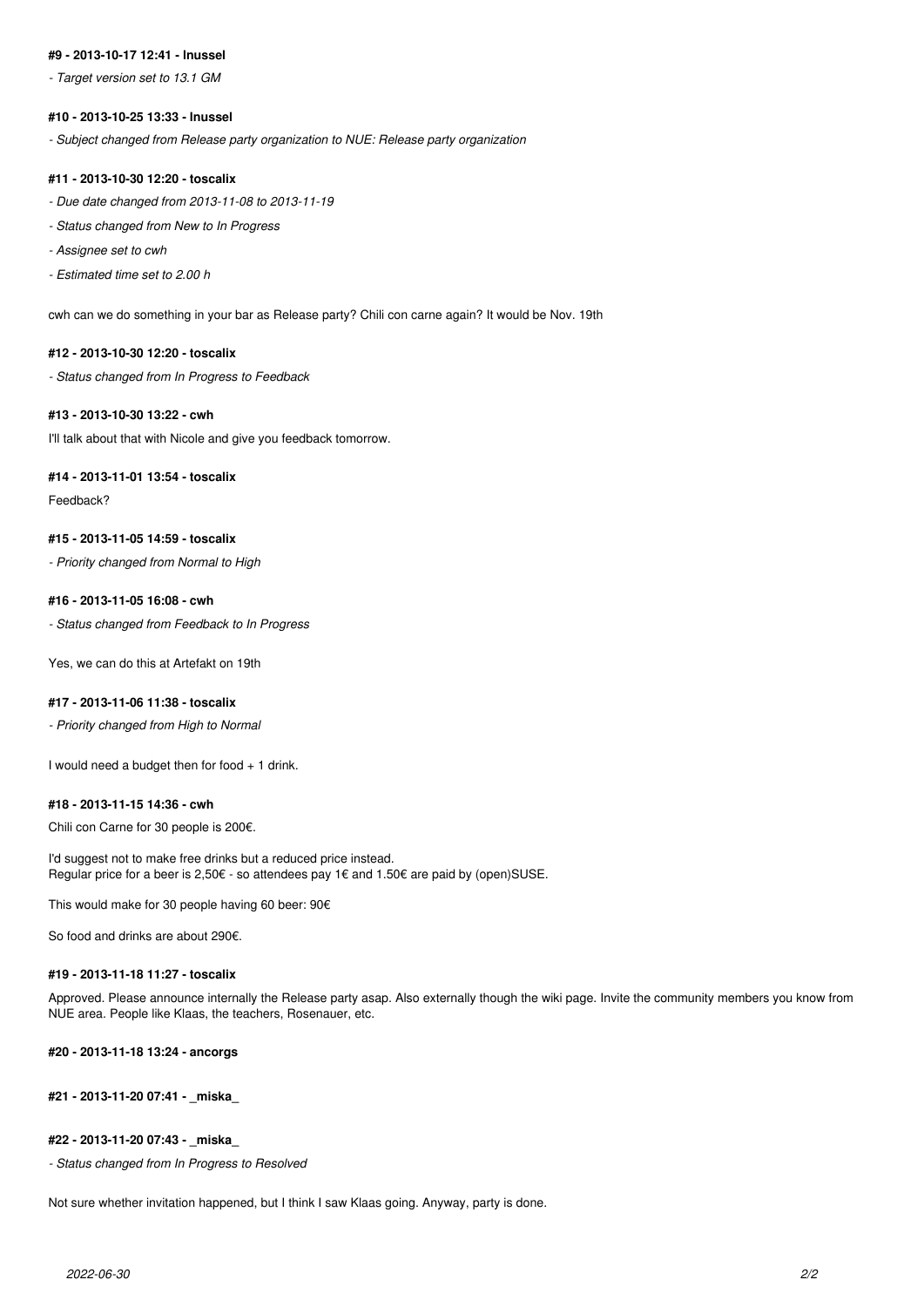#### #9 - 2013-10-17 12:41 - lnussel

*- Target version set to 13.1 GM*

#### #10 - 2013-10-25 13:33 - lnussel

*- Subject changed from Release party organization to NUE: Release party organization*

#### #11 - 2013-10-30 12:20 - toscalix

*- Due date changed from 2013-11-08 to 2013-11-19*

*- Status changed from New to In Progress*

*- Assignee set to cwh*

*- Estimated time set to 2.00 h*

cwh can we do something in your bar as Release party? Chili con carne again? It would be Nov. 19th

#### #12 - 2013-10-30 12:20 - toscalix

*- Status changed from In Progress to Feedback*

#### #13 - 2013-10-30 13:22 - cwh

I'll talk about that with Nicole and give you feedback tomorrow.

#### #14 - 2013-11-01 13:54 - toscalix

Feedback?

#### #15 - 2013-11-05 14:59 - toscalix

*- Priority changed from Normal to High*

#### #16 - 2013-11-05 16:08 - cwh

*- Status changed from Feedback to In Progress*

Yes, we can do this at Artefakt on 19th

#### #17 - 2013-11-06 11:38 - toscalix

*- Priority changed from High to Normal*

I would need a budget then for food + 1 drink.

#### #18 - 2013-11-15 14:36 - cwh

Chili con Carne for 30 people is 200€.

I'd suggest not to make free drinks but a reduced price instead.
Regular price for a beer is 2,50€ - so attendees pay 1€ and 1.50€ are paid by (open)SUSE.

This would make for 30 people having 60 beer: 90€

So food and drinks are about 290€.

#### #19 - 2013-11-18 11:27 - toscalix

Approved. Please announce internally the Release party asap. Also externally though the wiki page. Invite the community members you know from NUE area. People like Klaas, the teachers, Rosenauer, etc.

#### #20 - 2013-11-18 13:24 - ancorgs

#### #21 - 2013-11-20 07:41 - _miska_

#### #22 - 2013-11-20 07:43 - _miska_

*- Status changed from In Progress to Resolved*

Not sure whether invitation happened, but I think I saw Klaas going. Anyway, party is done.